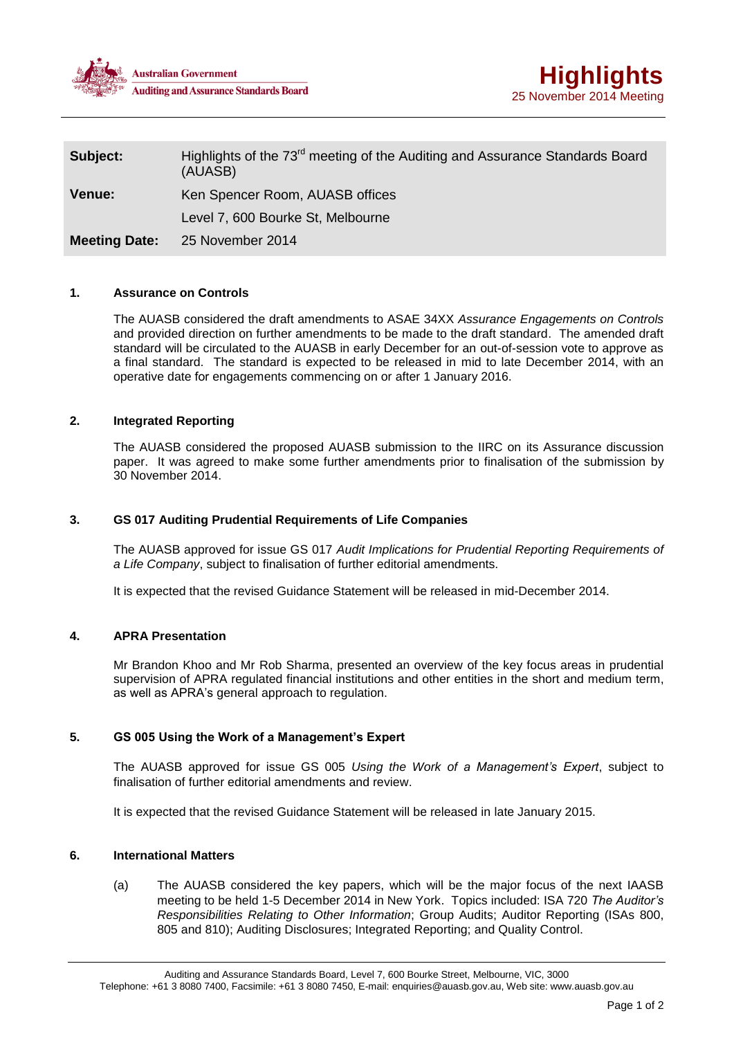**Australian Government**
**Auditing and Assurance Standards Board**

# Highlights

25 November 2014 Meeting

| | |
|---|---|
| **Subject:** | Highlights of the 73rd meeting of the Auditing and Assurance Standards Board (AUASB) |
| **Venue:** | Ken Spencer Room, AUASB offices |
| | Level 7, 600 Bourke St, Melbourne |
| **Meeting Date:** | 25 November 2014 |

## 1. Assurance on Controls

The AUASB considered the draft amendments to ASAE 34XX *Assurance Engagements on Controls* and provided direction on further amendments to be made to the draft standard. The amended draft standard will be circulated to the AUASB in early December for an out-of-session vote to approve as a final standard. The standard is expected to be released in mid to late December 2014, with an operative date for engagements commencing on or after 1 January 2016.

## 2. Integrated Reporting

The AUASB considered the proposed AUASB submission to the IIRC on its Assurance discussion paper. It was agreed to make some further amendments prior to finalisation of the submission by 30 November 2014.

## 3. GS 017 Auditing Prudential Requirements of Life Companies

The AUASB approved for issue GS 017 *Audit Implications for Prudential Reporting Requirements of a Life Company*, subject to finalisation of further editorial amendments.

It is expected that the revised Guidance Statement will be released in mid-December 2014.

## 4. APRA Presentation

Mr Brandon Khoo and Mr Rob Sharma, presented an overview of the key focus areas in prudential supervision of APRA regulated financial institutions and other entities in the short and medium term, as well as APRA's general approach to regulation.

## 5. GS 005 Using the Work of a Management's Expert

The AUASB approved for issue GS 005 *Using the Work of a Management's Expert*, subject to finalisation of further editorial amendments and review.

It is expected that the revised Guidance Statement will be released in late January 2015.

## 6. International Matters

(a) The AUASB considered the key papers, which will be the major focus of the next IAASB meeting to be held 1-5 December 2014 in New York. Topics included: ISA 720 *The Auditor's Responsibilities Relating to Other Information*; Group Audits; Auditor Reporting (ISAs 800, 805 and 810); Auditing Disclosures; Integrated Reporting; and Quality Control.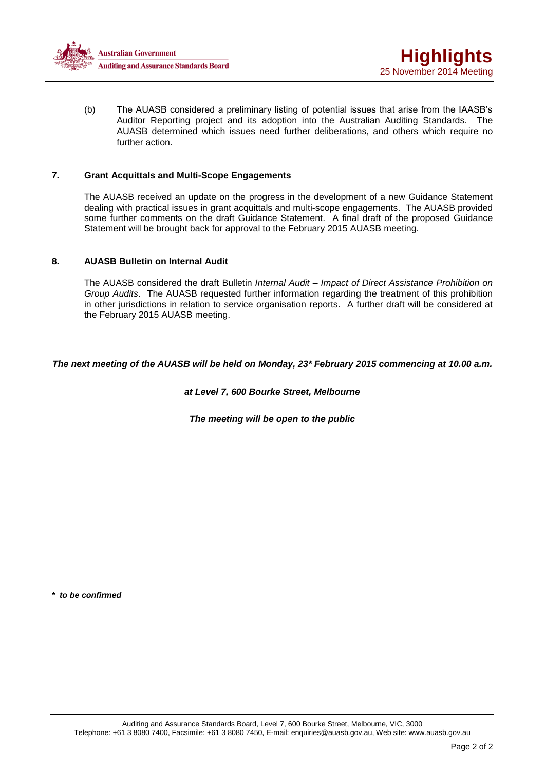(b) The AUASB considered a preliminary listing of potential issues that arise from the IAASB's Auditor Reporting project and its adoption into the Australian Auditing Standards. The AUASB determined which issues need further deliberations, and others which require no further action.

## 7. Grant Acquittals and Multi-Scope Engagements

The AUASB received an update on the progress in the development of a new Guidance Statement dealing with practical issues in grant acquittals and multi-scope engagements. The AUASB provided some further comments on the draft Guidance Statement. A final draft of the proposed Guidance Statement will be brought back for approval to the February 2015 AUASB meeting.

## 8. AUASB Bulletin on Internal Audit

The AUASB considered the draft Bulletin *Internal Audit – Impact of Direct Assistance Prohibition on Group Audits*. The AUASB requested further information regarding the treatment of this prohibition in other jurisdictions in relation to service organisation reports. A further draft will be considered at the February 2015 AUASB meeting.

***The next meeting of the AUASB will be held on Monday, 23* February 2015 commencing at 10.00 a.m.***

***at Level 7, 600 Bourke Street, Melbourne***

***The meeting will be open to the public***

***\* to be confirmed***

Auditing and Assurance Standards Board, Level 7, 600 Bourke Street, Melbourne, VIC, 3000
Telephone: +61 3 8080 7400, Facsimile: +61 3 8080 7450, E-mail: enquiries@auasb.gov.au, Web site: www.auasb.gov.au